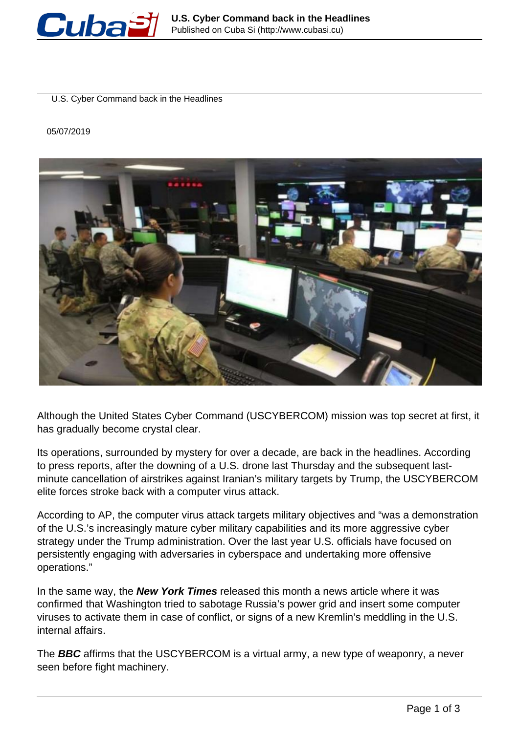U.S. Cyber Command back in the Headlines

05/07/2019

Although the United States Cyber Command (USCYBERCOM) mission was top secret at first, it has gradually become crystal clear.

Its operations, surrounded by mystery for over a decade, are back in the headlines. According to press reports, after the downing of a U.S. drone last Thursday and the subsequent last-minute cancellation of airstrikes against Iranian's military targets by Trump, the USCYBERCOM elite forces stroke back with a computer virus attack.

According to AP, the computer virus attack targets military objectives and "was a demonstration of the U.S.'s increasingly mature cyber military capabilities and its more aggressive cyber strategy under the Trump administration. Over the last year U.S. officials have focused on persistently engaging with adversaries in cyberspace and undertaking more offensive operations."

In the same way, the ***New York Times*** released this month a news article where it was confirmed that Washington tried to sabotage Russia's power grid and insert some computer viruses to activate them in case of conflict, or signs of a new Kremlin's meddling in the U.S. internal affairs.

The ***BBC*** affirms that the USCYBERCOM is a virtual army, a new type of weaponry, a never seen before fight machinery.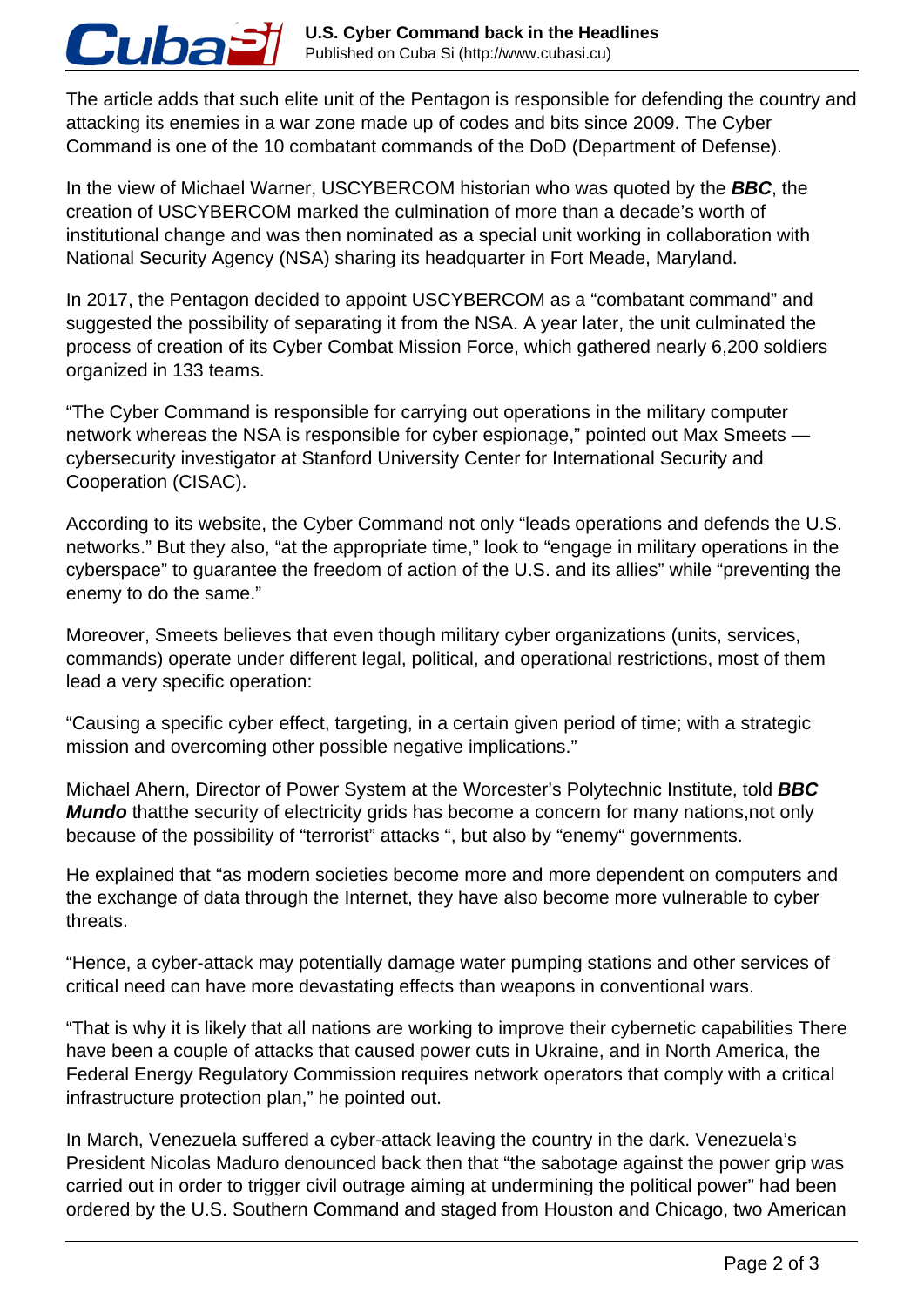The article adds that such elite unit of the Pentagon is responsible for defending the country and attacking its enemies in a war zone made up of codes and bits since 2009. The Cyber Command is one of the 10 combatant commands of the DoD (Department of Defense).

In the view of Michael Warner, USCYBERCOM historian who was quoted by the ***BBC***, the creation of USCYBERCOM marked the culmination of more than a decade's worth of institutional change and was then nominated as a special unit working in collaboration with National Security Agency (NSA) sharing its headquarter in Fort Meade, Maryland.

In 2017, the Pentagon decided to appoint USCYBERCOM as a "combatant command" and suggested the possibility of separating it from the NSA. A year later, the unit culminated the process of creation of its Cyber Combat Mission Force, which gathered nearly 6,200 soldiers organized in 133 teams.

"The Cyber Command is responsible for carrying out operations in the military computer network whereas the NSA is responsible for cyber espionage," pointed out Max Smeets — cybersecurity investigator at Stanford University Center for International Security and Cooperation (CISAC).

According to its website, the Cyber Command not only "leads operations and defends the U.S. networks." But they also, "at the appropriate time," look to "engage in military operations in the cyberspace" to guarantee the freedom of action of the U.S. and its allies" while "preventing the enemy to do the same."

Moreover, Smeets believes that even though military cyber organizations (units, services, commands) operate under different legal, political, and operational restrictions, most of them lead a very specific operation:

"Causing a specific cyber effect, targeting, in a certain given period of time; with a strategic mission and overcoming other possible negative implications."

Michael Ahern, Director of Power System at the Worcester's Polytechnic Institute, told ***BBC Mundo*** thatthe security of electricity grids has become a concern for many nations,not only because of the possibility of "terrorist" attacks ", but also by "enemy" governments.

He explained that "as modern societies become more and more dependent on computers and the exchange of data through the Internet, they have also become more vulnerable to cyber threats.

"Hence, a cyber-attack may potentially damage water pumping stations and other services of critical need can have more devastating effects than weapons in conventional wars.

"That is why it is likely that all nations are working to improve their cybernetic capabilities There have been a couple of attacks that caused power cuts in Ukraine, and in North America, the Federal Energy Regulatory Commission requires network operators that comply with a critical infrastructure protection plan," he pointed out.

In March, Venezuela suffered a cyber-attack leaving the country in the dark. Venezuela's President Nicolas Maduro denounced back then that "the sabotage against the power grip was carried out in order to trigger civil outrage aiming at undermining the political power" had been ordered by the U.S. Southern Command and staged from Houston and Chicago, two American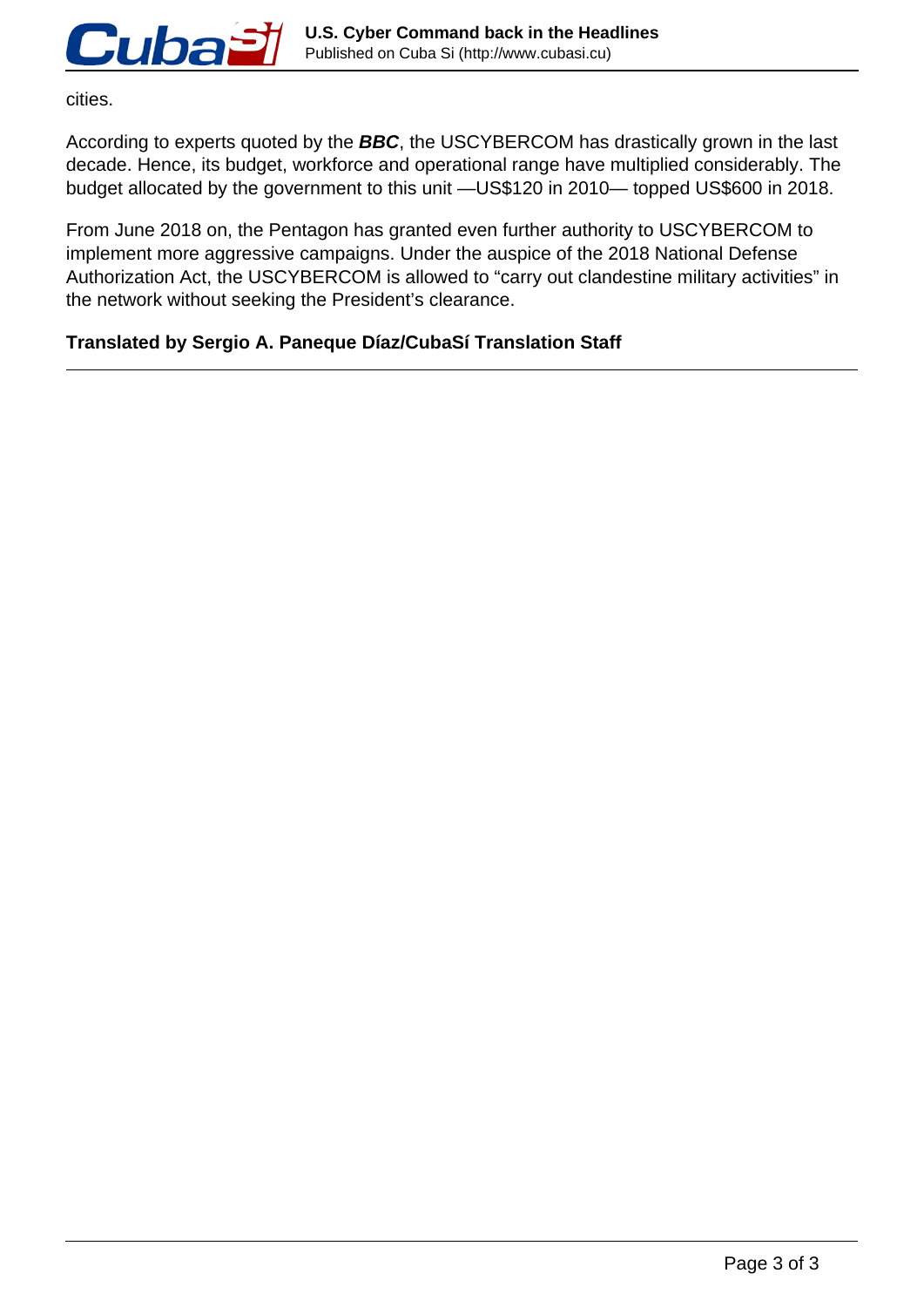cities.

According to experts quoted by the ***BBC***, the USCYBERCOM has drastically grown in the last decade. Hence, its budget, workforce and operational range have multiplied considerably. The budget allocated by the government to this unit —US$120 in 2010— topped US$600 in 2018.

From June 2018 on, the Pentagon has granted even further authority to USCYBERCOM to implement more aggressive campaigns. Under the auspice of the 2018 National Defense Authorization Act, the USCYBERCOM is allowed to "carry out clandestine military activities" in the network without seeking the President's clearance.

**Translated by Sergio A. Paneque Díaz/CubaSí Translation Staff**